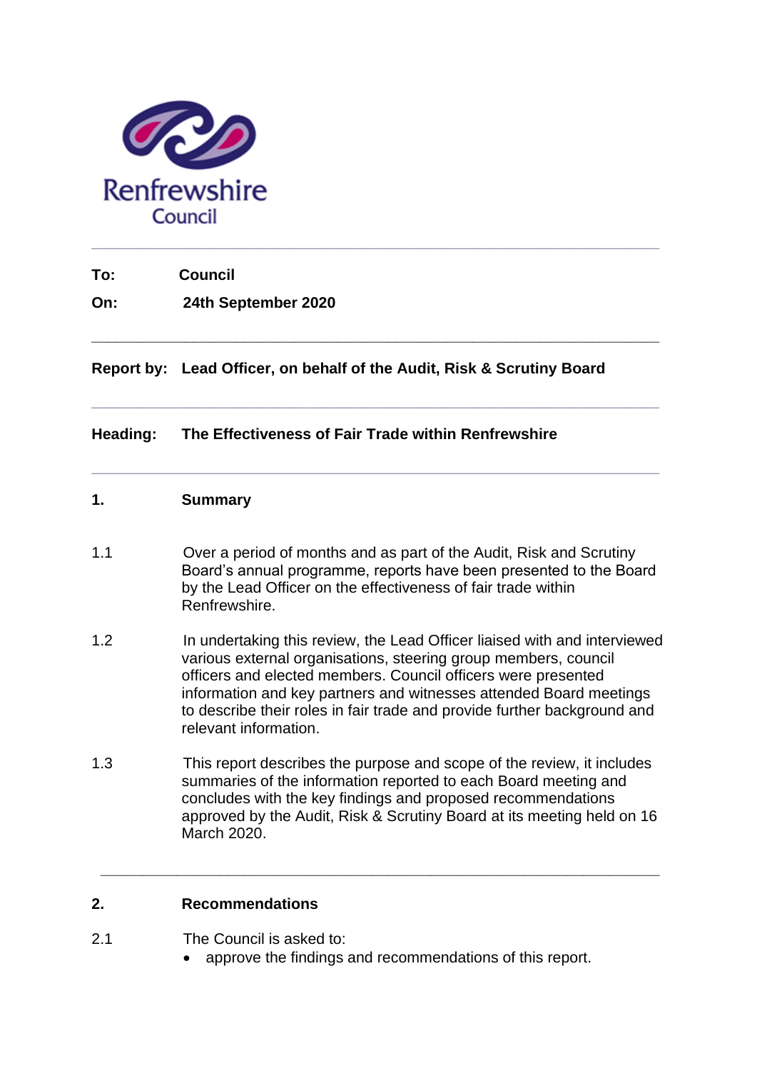Renfrewshire Council

---

**To:** **Council**

**On:** **24th September 2020**

---

**Report by:** **Lead Officer, on behalf of the Audit, Risk & Scrutiny Board**

---

**Heading:** **The Effectiveness of Fair Trade within Renfrewshire**

---

## 1. Summary

1.1 Over a period of months and as part of the Audit, Risk and Scrutiny Board's annual programme, reports have been presented to the Board by the Lead Officer on the effectiveness of fair trade within Renfrewshire.

1.2 In undertaking this review, the Lead Officer liaised with and interviewed various external organisations, steering group members, council officers and elected members. Council officers were presented information and key partners and witnesses attended Board meetings to describe their roles in fair trade and provide further background and relevant information.

1.3 This report describes the purpose and scope of the review, it includes summaries of the information reported to each Board meeting and concludes with the key findings and proposed recommendations approved by the Audit, Risk & Scrutiny Board at its meeting held on 16 March 2020.

---

## 2. Recommendations

2.1 The Council is asked to:

- approve the findings and recommendations of this report.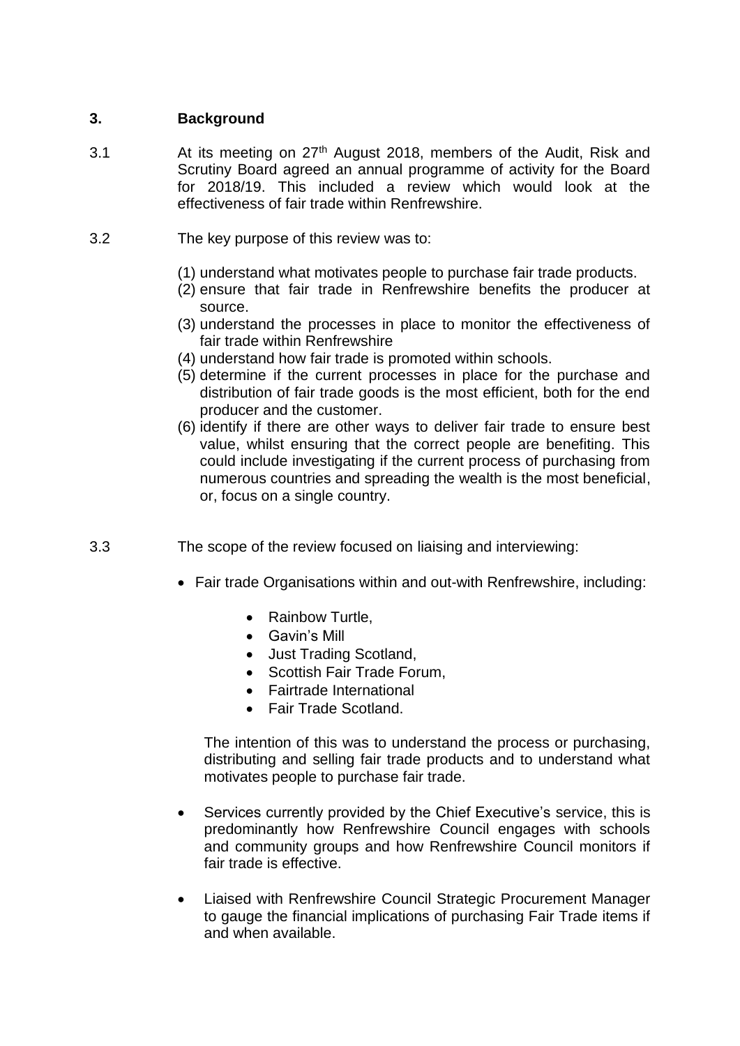## 3. Background

3.1 At its meeting on 27th August 2018, members of the Audit, Risk and Scrutiny Board agreed an annual programme of activity for the Board for 2018/19. This included a review which would look at the effectiveness of fair trade within Renfrewshire.

3.2 The key purpose of this review was to:

(1) understand what motivates people to purchase fair trade products.
(2) ensure that fair trade in Renfrewshire benefits the producer at source.
(3) understand the processes in place to monitor the effectiveness of fair trade within Renfrewshire
(4) understand how fair trade is promoted within schools.
(5) determine if the current processes in place for the purchase and distribution of fair trade goods is the most efficient, both for the end producer and the customer.
(6) identify if there are other ways to deliver fair trade to ensure best value, whilst ensuring that the correct people are benefiting. This could include investigating if the current process of purchasing from numerous countries and spreading the wealth is the most beneficial, or, focus on a single country.

3.3 The scope of the review focused on liaising and interviewing:

- Fair trade Organisations within and out-with Renfrewshire, including:
  - Rainbow Turtle,
  - Gavin's Mill
  - Just Trading Scotland,
  - Scottish Fair Trade Forum,
  - Fairtrade International
  - Fair Trade Scotland.

  The intention of this was to understand the process or purchasing, distributing and selling fair trade products and to understand what motivates people to purchase fair trade.

- Services currently provided by the Chief Executive's service, this is predominantly how Renfrewshire Council engages with schools and community groups and how Renfrewshire Council monitors if fair trade is effective.

- Liaised with Renfrewshire Council Strategic Procurement Manager to gauge the financial implications of purchasing Fair Trade items if and when available.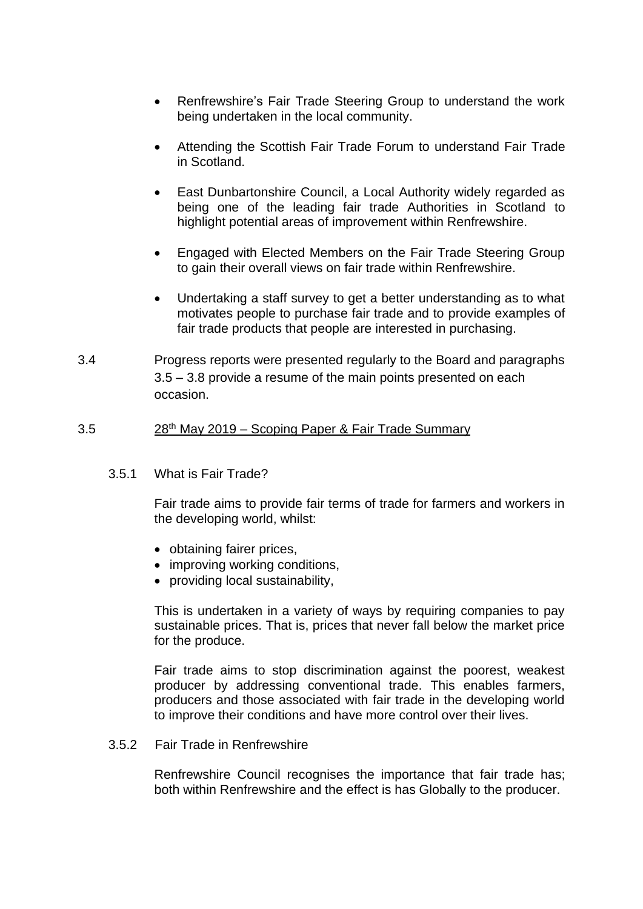- Renfrewshire's Fair Trade Steering Group to understand the work being undertaken in the local community.

- Attending the Scottish Fair Trade Forum to understand Fair Trade in Scotland.

- East Dunbartonshire Council, a Local Authority widely regarded as being one of the leading fair trade Authorities in Scotland to highlight potential areas of improvement within Renfrewshire.

- Engaged with Elected Members on the Fair Trade Steering Group to gain their overall views on fair trade within Renfrewshire.

- Undertaking a staff survey to get a better understanding as to what motivates people to purchase fair trade and to provide examples of fair trade products that people are interested in purchasing.

3.4 Progress reports were presented regularly to the Board and paragraphs 3.5 – 3.8 provide a resume of the main points presented on each occasion.

3.5 28th May 2019 – Scoping Paper & Fair Trade Summary

3.5.1 What is Fair Trade?

Fair trade aims to provide fair terms of trade for farmers and workers in the developing world, whilst:

- obtaining fairer prices,
- improving working conditions,
- providing local sustainability,

This is undertaken in a variety of ways by requiring companies to pay sustainable prices. That is, prices that never fall below the market price for the produce.

Fair trade aims to stop discrimination against the poorest, weakest producer by addressing conventional trade. This enables farmers, producers and those associated with fair trade in the developing world to improve their conditions and have more control over their lives.

3.5.2 Fair Trade in Renfrewshire

Renfrewshire Council recognises the importance that fair trade has; both within Renfrewshire and the effect is has Globally to the producer.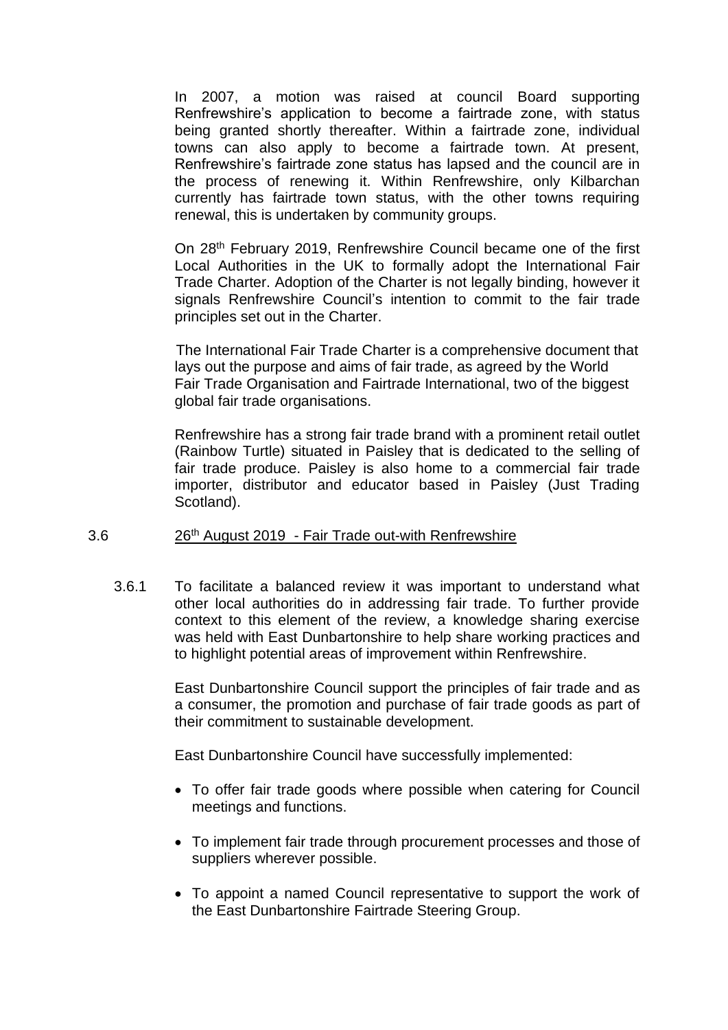In 2007, a motion was raised at council Board supporting Renfrewshire's application to become a fairtrade zone, with status being granted shortly thereafter. Within a fairtrade zone, individual towns can also apply to become a fairtrade town. At present, Renfrewshire's fairtrade zone status has lapsed and the council are in the process of renewing it. Within Renfrewshire, only Kilbarchan currently has fairtrade town status, with the other towns requiring renewal, this is undertaken by community groups.

On 28th February 2019, Renfrewshire Council became one of the first Local Authorities in the UK to formally adopt the International Fair Trade Charter. Adoption of the Charter is not legally binding, however it signals Renfrewshire Council's intention to commit to the fair trade principles set out in the Charter.

The International Fair Trade Charter is a comprehensive document that lays out the purpose and aims of fair trade, as agreed by the World Fair Trade Organisation and Fairtrade International, two of the biggest global fair trade organisations.

Renfrewshire has a strong fair trade brand with a prominent retail outlet (Rainbow Turtle) situated in Paisley that is dedicated to the selling of fair trade produce. Paisley is also home to a commercial fair trade importer, distributor and educator based in Paisley (Just Trading Scotland).

3.6 26th August 2019 - Fair Trade out-with Renfrewshire

3.6.1 To facilitate a balanced review it was important to understand what other local authorities do in addressing fair trade. To further provide context to this element of the review, a knowledge sharing exercise was held with East Dunbartonshire to help share working practices and to highlight potential areas of improvement within Renfrewshire.

East Dunbartonshire Council support the principles of fair trade and as a consumer, the promotion and purchase of fair trade goods as part of their commitment to sustainable development.

East Dunbartonshire Council have successfully implemented:

- To offer fair trade goods where possible when catering for Council meetings and functions.
- To implement fair trade through procurement processes and those of suppliers wherever possible.
- To appoint a named Council representative to support the work of the East Dunbartonshire Fairtrade Steering Group.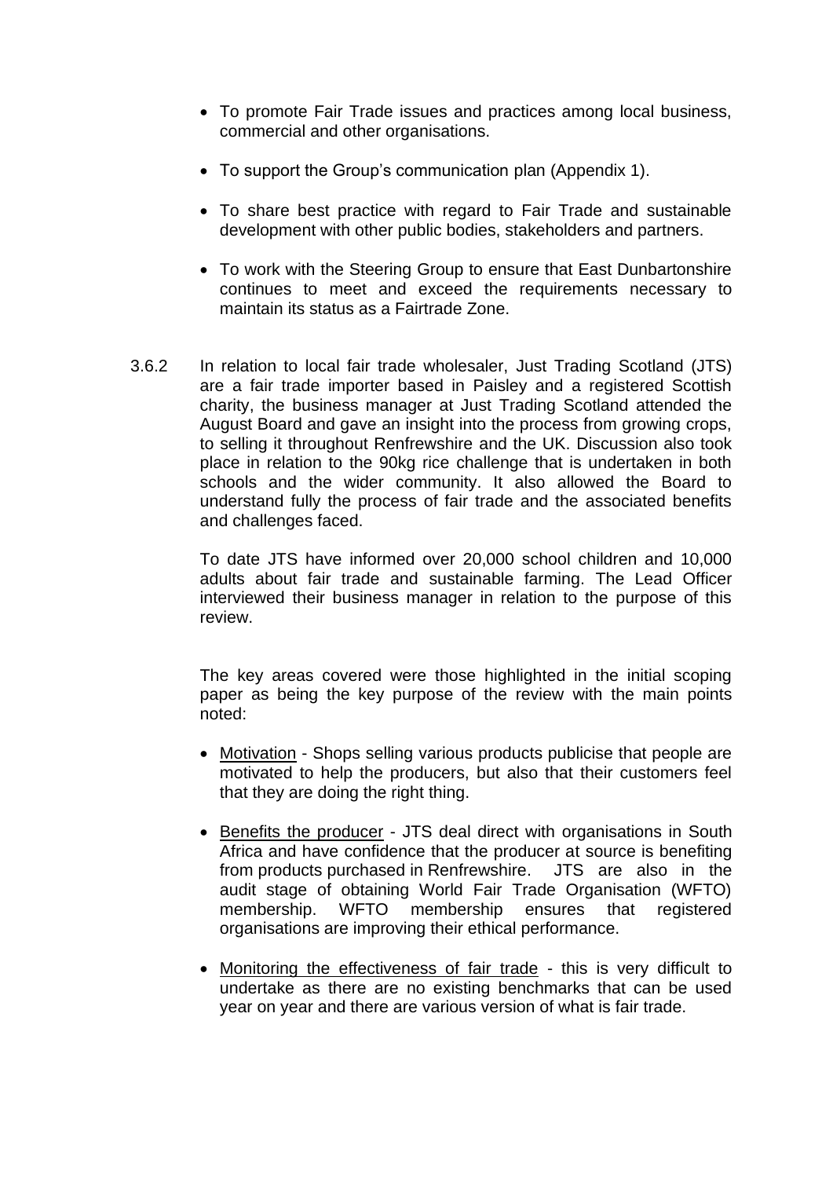- To promote Fair Trade issues and practices among local business, commercial and other organisations.

- To support the Group's communication plan (Appendix 1).

- To share best practice with regard to Fair Trade and sustainable development with other public bodies, stakeholders and partners.

- To work with the Steering Group to ensure that East Dunbartonshire continues to meet and exceed the requirements necessary to maintain its status as a Fairtrade Zone.

3.6.2 In relation to local fair trade wholesaler, Just Trading Scotland (JTS) are a fair trade importer based in Paisley and a registered Scottish charity, the business manager at Just Trading Scotland attended the August Board and gave an insight into the process from growing crops, to selling it throughout Renfrewshire and the UK. Discussion also took place in relation to the 90kg rice challenge that is undertaken in both schools and the wider community. It also allowed the Board to understand fully the process of fair trade and the associated benefits and challenges faced.

To date JTS have informed over 20,000 school children and 10,000 adults about fair trade and sustainable farming. The Lead Officer interviewed their business manager in relation to the purpose of this review.

The key areas covered were those highlighted in the initial scoping paper as being the key purpose of the review with the main points noted:

- <u>Motivation</u> - Shops selling various products publicise that people are motivated to help the producers, but also that their customers feel that they are doing the right thing.

- <u>Benefits the producer</u> - JTS deal direct with organisations in South Africa and have confidence that the producer at source is benefiting from products purchased in Renfrewshire. JTS are also in the audit stage of obtaining World Fair Trade Organisation (WFTO) membership. WFTO membership ensures that registered organisations are improving their ethical performance.

- <u>Monitoring the effectiveness of fair trade</u> - this is very difficult to undertake as there are no existing benchmarks that can be used year on year and there are various version of what is fair trade.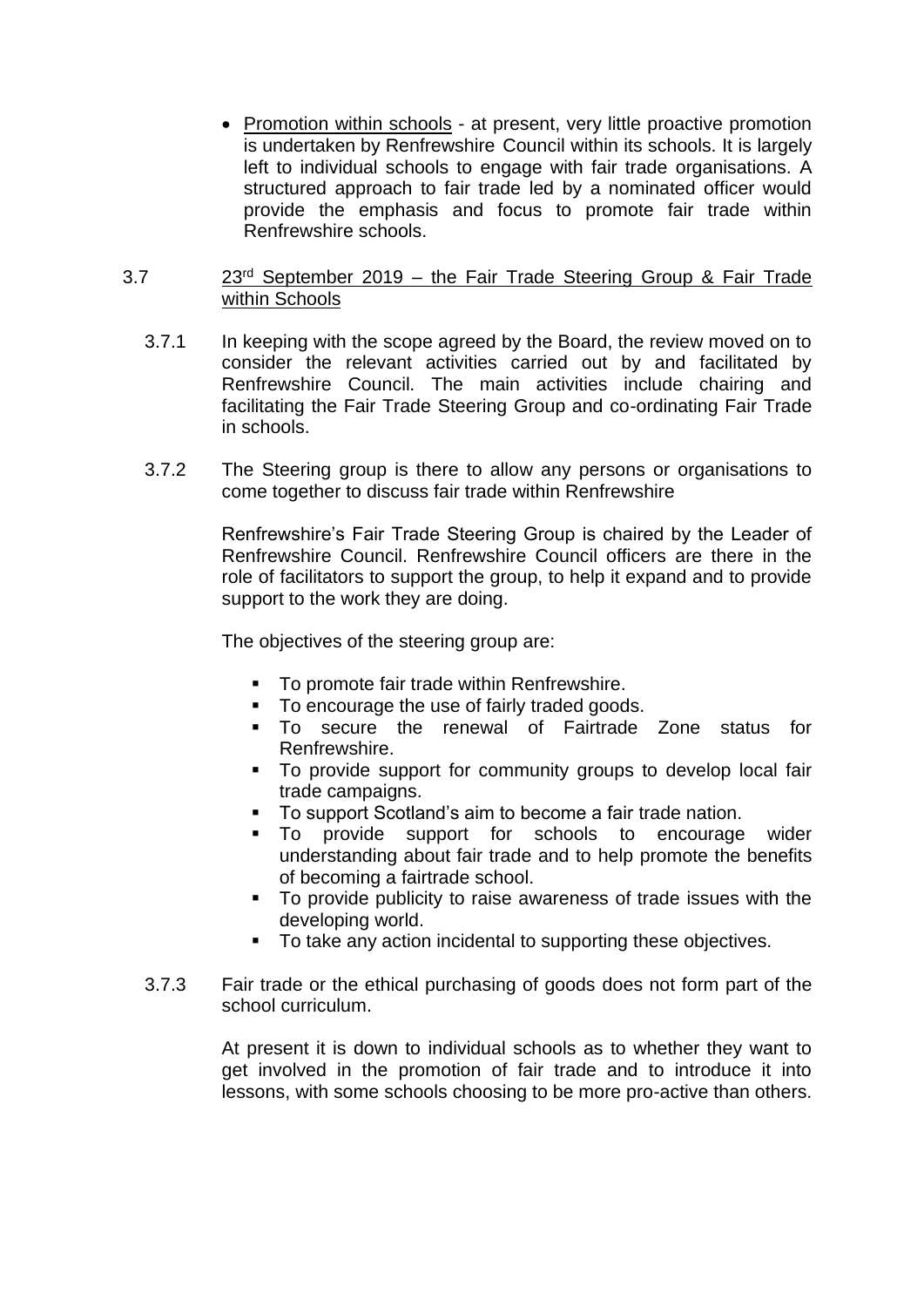- Promotion within schools - at present, very little proactive promotion is undertaken by Renfrewshire Council within its schools. It is largely left to individual schools to engage with fair trade organisations. A structured approach to fair trade led by a nominated officer would provide the emphasis and focus to promote fair trade within Renfrewshire schools.

3.7 23rd September 2019 – the Fair Trade Steering Group & Fair Trade within Schools

3.7.1 In keeping with the scope agreed by the Board, the review moved on to consider the relevant activities carried out by and facilitated by Renfrewshire Council. The main activities include chairing and facilitating the Fair Trade Steering Group and co-ordinating Fair Trade in schools.

3.7.2 The Steering group is there to allow any persons or organisations to come together to discuss fair trade within Renfrewshire

Renfrewshire's Fair Trade Steering Group is chaired by the Leader of Renfrewshire Council. Renfrewshire Council officers are there in the role of facilitators to support the group, to help it expand and to provide support to the work they are doing.

The objectives of the steering group are:

- To promote fair trade within Renfrewshire.
- To encourage the use of fairly traded goods.
- To secure the renewal of Fairtrade Zone status for Renfrewshire.
- To provide support for community groups to develop local fair trade campaigns.
- To support Scotland's aim to become a fair trade nation.
- To provide support for schools to encourage wider understanding about fair trade and to help promote the benefits of becoming a fairtrade school.
- To provide publicity to raise awareness of trade issues with the developing world.
- To take any action incidental to supporting these objectives.

3.7.3 Fair trade or the ethical purchasing of goods does not form part of the school curriculum.

At present it is down to individual schools as to whether they want to get involved in the promotion of fair trade and to introduce it into lessons, with some schools choosing to be more pro-active than others.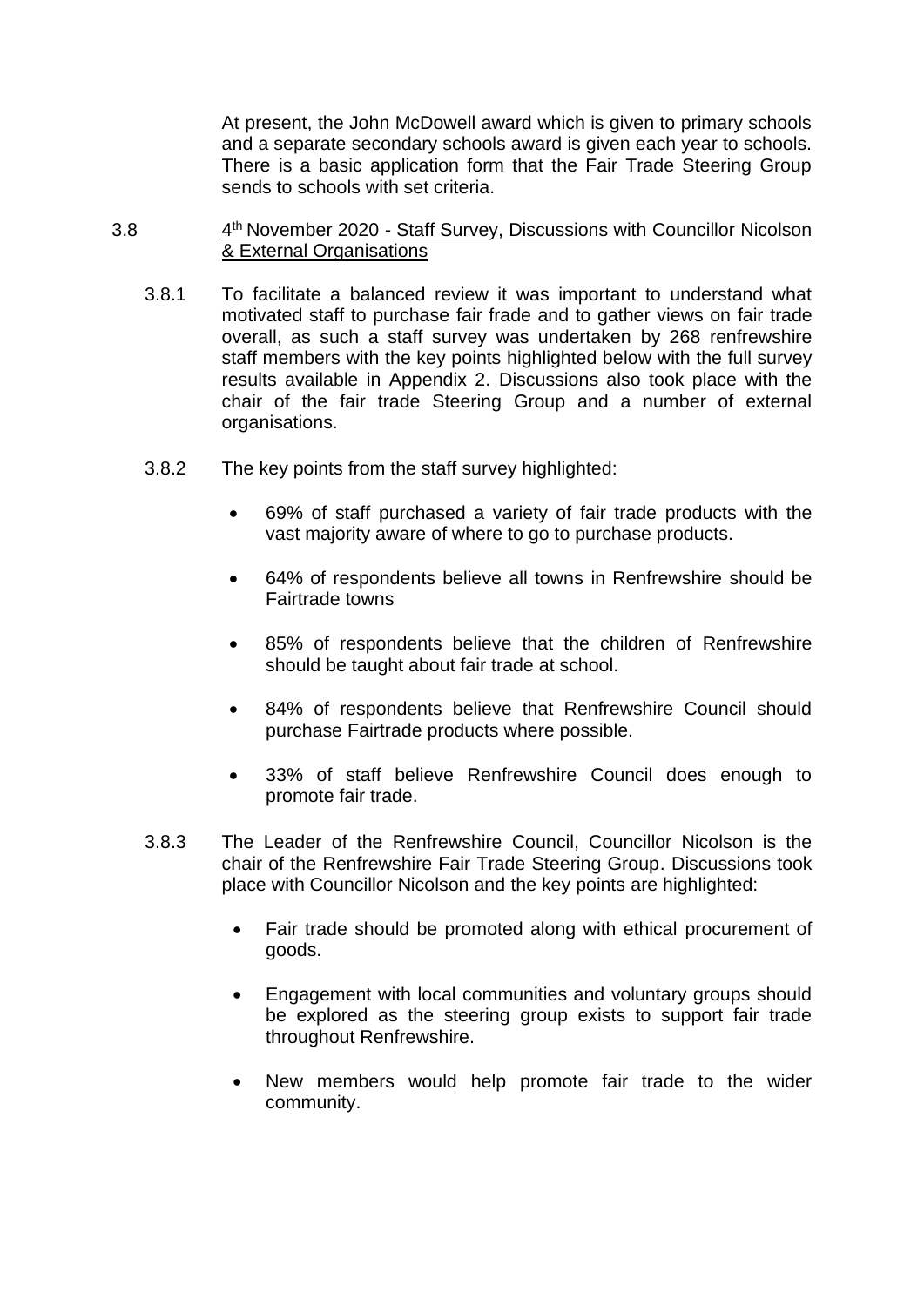At present, the John McDowell award which is given to primary schools and a separate secondary schools award is given each year to schools. There is a basic application form that the Fair Trade Steering Group sends to schools with set criteria.

3.8 4th November 2020 - Staff Survey, Discussions with Councillor Nicolson & External Organisations

3.8.1 To facilitate a balanced review it was important to understand what motivated staff to purchase fair frade and to gather views on fair trade overall, as such a staff survey was undertaken by 268 renfrewshire staff members with the key points highlighted below with the full survey results available in Appendix 2. Discussions also took place with the chair of the fair trade Steering Group and a number of external organisations.

3.8.2 The key points from the staff survey highlighted:

- 69% of staff purchased a variety of fair trade products with the vast majority aware of where to go to purchase products.
- 64% of respondents believe all towns in Renfrewshire should be Fairtrade towns
- 85% of respondents believe that the children of Renfrewshire should be taught about fair trade at school.
- 84% of respondents believe that Renfrewshire Council should purchase Fairtrade products where possible.
- 33% of staff believe Renfrewshire Council does enough to promote fair trade.

3.8.3 The Leader of the Renfrewshire Council, Councillor Nicolson is the chair of the Renfrewshire Fair Trade Steering Group. Discussions took place with Councillor Nicolson and the key points are highlighted:

- Fair trade should be promoted along with ethical procurement of goods.
- Engagement with local communities and voluntary groups should be explored as the steering group exists to support fair trade throughout Renfrewshire.
- New members would help promote fair trade to the wider community.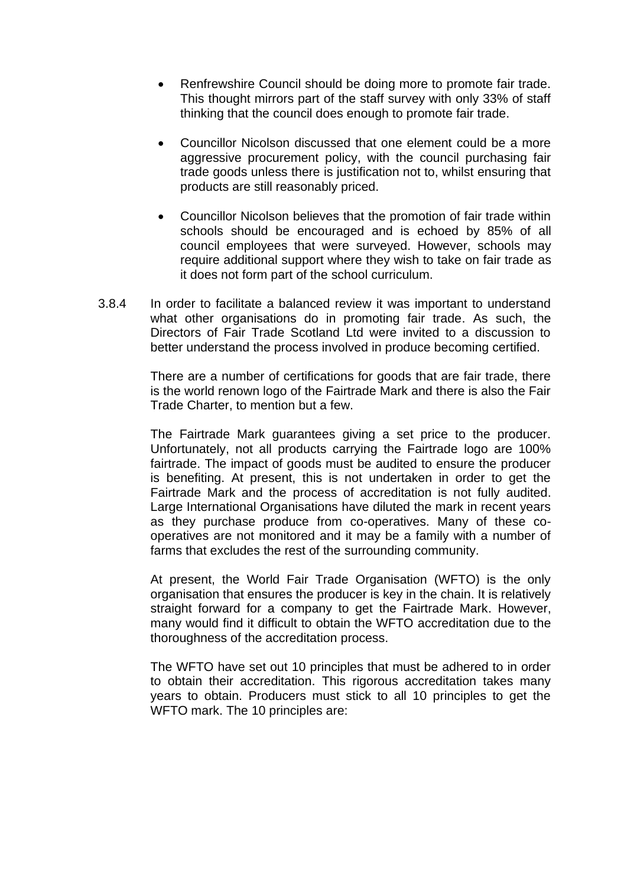- Renfrewshire Council should be doing more to promote fair trade. This thought mirrors part of the staff survey with only 33% of staff thinking that the council does enough to promote fair trade.

- Councillor Nicolson discussed that one element could be a more aggressive procurement policy, with the council purchasing fair trade goods unless there is justification not to, whilst ensuring that products are still reasonably priced.

- Councillor Nicolson believes that the promotion of fair trade within schools should be encouraged and is echoed by 85% of all council employees that were surveyed. However, schools may require additional support where they wish to take on fair trade as it does not form part of the school curriculum.

3.8.4 In order to facilitate a balanced review it was important to understand what other organisations do in promoting fair trade. As such, the Directors of Fair Trade Scotland Ltd were invited to a discussion to better understand the process involved in produce becoming certified.

There are a number of certifications for goods that are fair trade, there is the world renown logo of the Fairtrade Mark and there is also the Fair Trade Charter, to mention but a few.

The Fairtrade Mark guarantees giving a set price to the producer. Unfortunately, not all products carrying the Fairtrade logo are 100% fairtrade. The impact of goods must be audited to ensure the producer is benefiting. At present, this is not undertaken in order to get the Fairtrade Mark and the process of accreditation is not fully audited. Large International Organisations have diluted the mark in recent years as they purchase produce from co-operatives. Many of these co-operatives are not monitored and it may be a family with a number of farms that excludes the rest of the surrounding community.

At present, the World Fair Trade Organisation (WFTO) is the only organisation that ensures the producer is key in the chain. It is relatively straight forward for a company to get the Fairtrade Mark. However, many would find it difficult to obtain the WFTO accreditation due to the thoroughness of the accreditation process.

The WFTO have set out 10 principles that must be adhered to in order to obtain their accreditation. This rigorous accreditation takes many years to obtain. Producers must stick to all 10 principles to get the WFTO mark. The 10 principles are: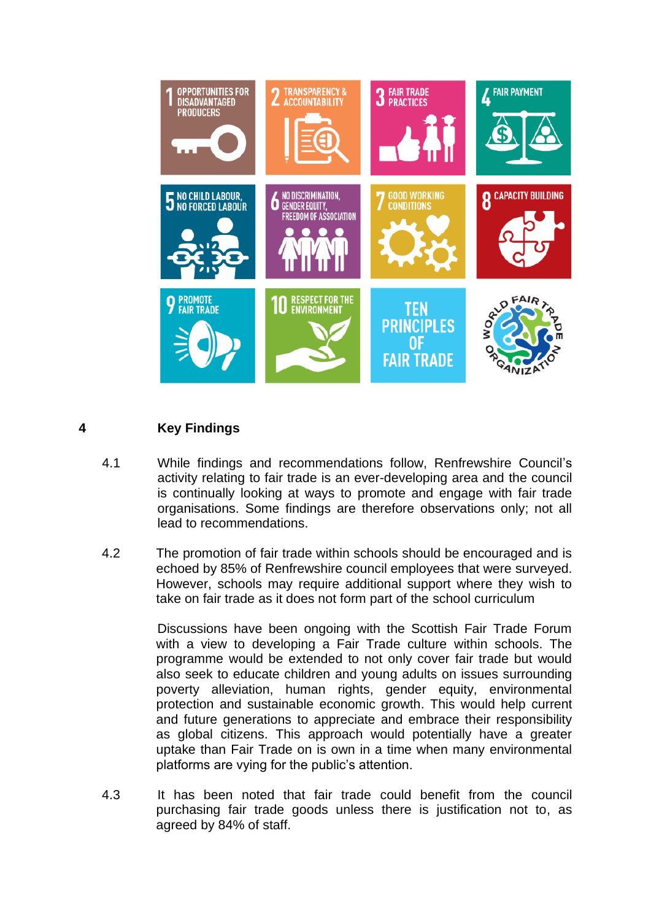## 4 Key Findings

4.1 While findings and recommendations follow, Renfrewshire Council's activity relating to fair trade is an ever-developing area and the council is continually looking at ways to promote and engage with fair trade organisations. Some findings are therefore observations only; not all lead to recommendations.

4.2 The promotion of fair trade within schools should be encouraged and is echoed by 85% of Renfrewshire council employees that were surveyed. However, schools may require additional support where they wish to take on fair trade as it does not form part of the school curriculum

Discussions have been ongoing with the Scottish Fair Trade Forum with a view to developing a Fair Trade culture within schools. The programme would be extended to not only cover fair trade but would also seek to educate children and young adults on issues surrounding poverty alleviation, human rights, gender equity, environmental protection and sustainable economic growth. This would help current and future generations to appreciate and embrace their responsibility as global citizens. This approach would potentially have a greater uptake than Fair Trade on is own in a time when many environmental platforms are vying for the public's attention.

4.3 It has been noted that fair trade could benefit from the council purchasing fair trade goods unless there is justification not to, as agreed by 84% of staff.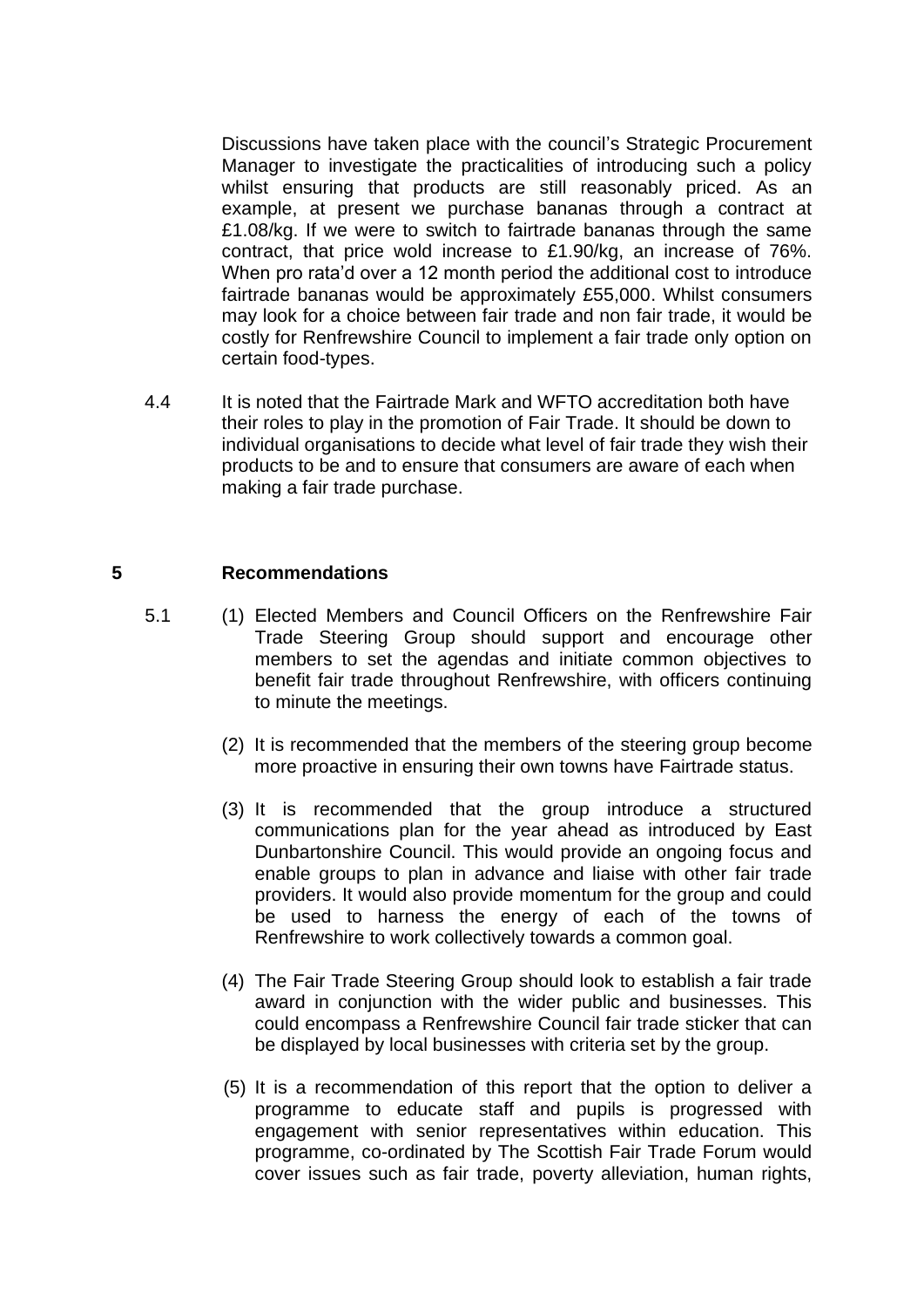Discussions have taken place with the council's Strategic Procurement Manager to investigate the practicalities of introducing such a policy whilst ensuring that products are still reasonably priced. As an example, at present we purchase bananas through a contract at £1.08/kg. If we were to switch to fairtrade bananas through the same contract, that price wold increase to £1.90/kg, an increase of 76%. When pro rata'd over a 12 month period the additional cost to introduce fairtrade bananas would be approximately £55,000. Whilst consumers may look for a choice between fair trade and non fair trade, it would be costly for Renfrewshire Council to implement a fair trade only option on certain food-types.

4.4 It is noted that the Fairtrade Mark and WFTO accreditation both have their roles to play in the promotion of Fair Trade. It should be down to individual organisations to decide what level of fair trade they wish their products to be and to ensure that consumers are aware of each when making a fair trade purchase.

## 5 Recommendations

5.1 (1) Elected Members and Council Officers on the Renfrewshire Fair Trade Steering Group should support and encourage other members to set the agendas and initiate common objectives to benefit fair trade throughout Renfrewshire, with officers continuing to minute the meetings.

(2) It is recommended that the members of the steering group become more proactive in ensuring their own towns have Fairtrade status.

(3) It is recommended that the group introduce a structured communications plan for the year ahead as introduced by East Dunbartonshire Council. This would provide an ongoing focus and enable groups to plan in advance and liaise with other fair trade providers. It would also provide momentum for the group and could be used to harness the energy of each of the towns of Renfrewshire to work collectively towards a common goal.

(4) The Fair Trade Steering Group should look to establish a fair trade award in conjunction with the wider public and businesses. This could encompass a Renfrewshire Council fair trade sticker that can be displayed by local businesses with criteria set by the group.

(5) It is a recommendation of this report that the option to deliver a programme to educate staff and pupils is progressed with engagement with senior representatives within education. This programme, co-ordinated by The Scottish Fair Trade Forum would cover issues such as fair trade, poverty alleviation, human rights,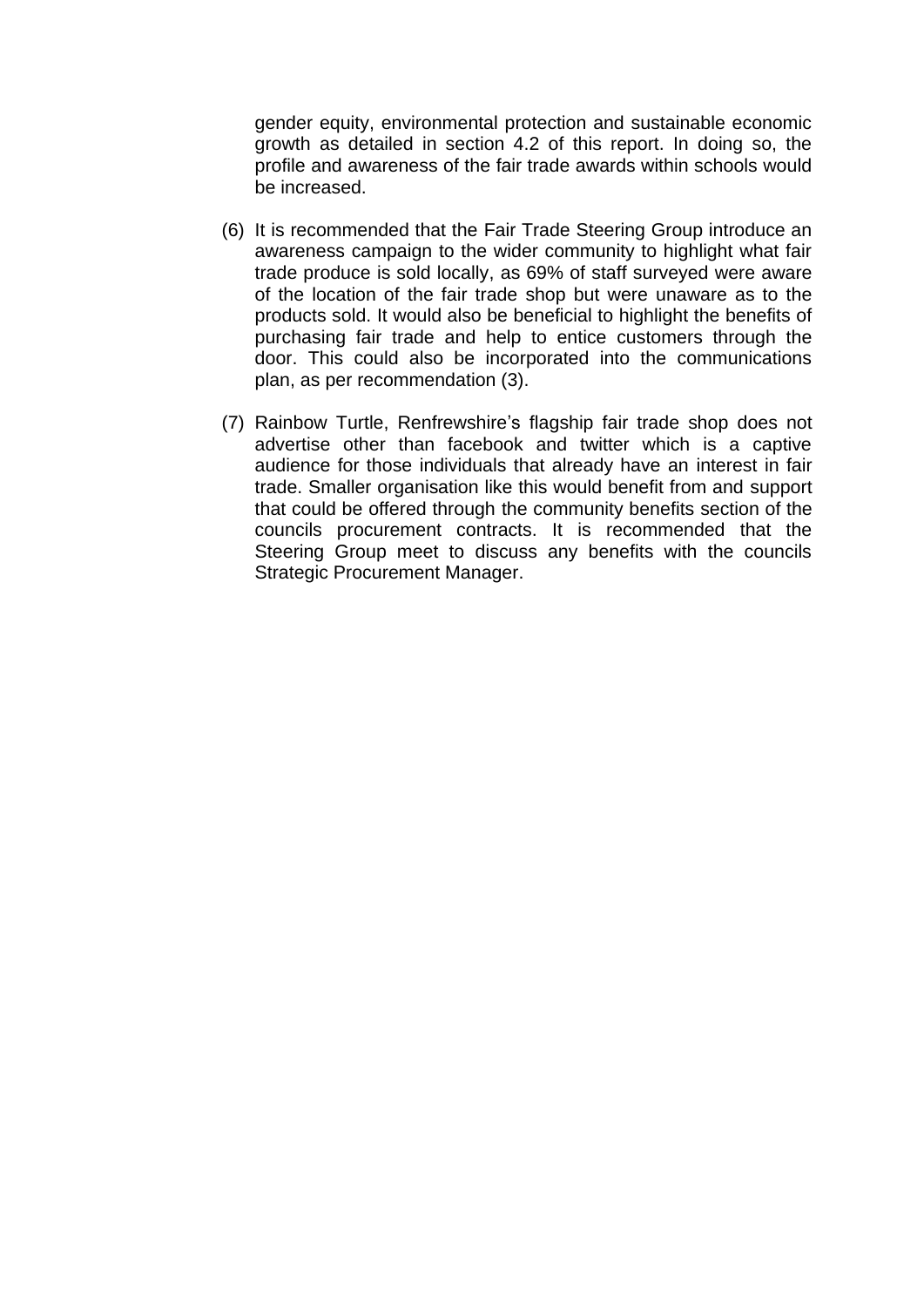gender equity, environmental protection and sustainable economic growth as detailed in section 4.2 of this report. In doing so, the profile and awareness of the fair trade awards within schools would be increased.

(6) It is recommended that the Fair Trade Steering Group introduce an awareness campaign to the wider community to highlight what fair trade produce is sold locally, as 69% of staff surveyed were aware of the location of the fair trade shop but were unaware as to the products sold. It would also be beneficial to highlight the benefits of purchasing fair trade and help to entice customers through the door. This could also be incorporated into the communications plan, as per recommendation (3).

(7) Rainbow Turtle, Renfrewshire's flagship fair trade shop does not advertise other than facebook and twitter which is a captive audience for those individuals that already have an interest in fair trade. Smaller organisation like this would benefit from and support that could be offered through the community benefits section of the councils procurement contracts. It is recommended that the Steering Group meet to discuss any benefits with the councils Strategic Procurement Manager.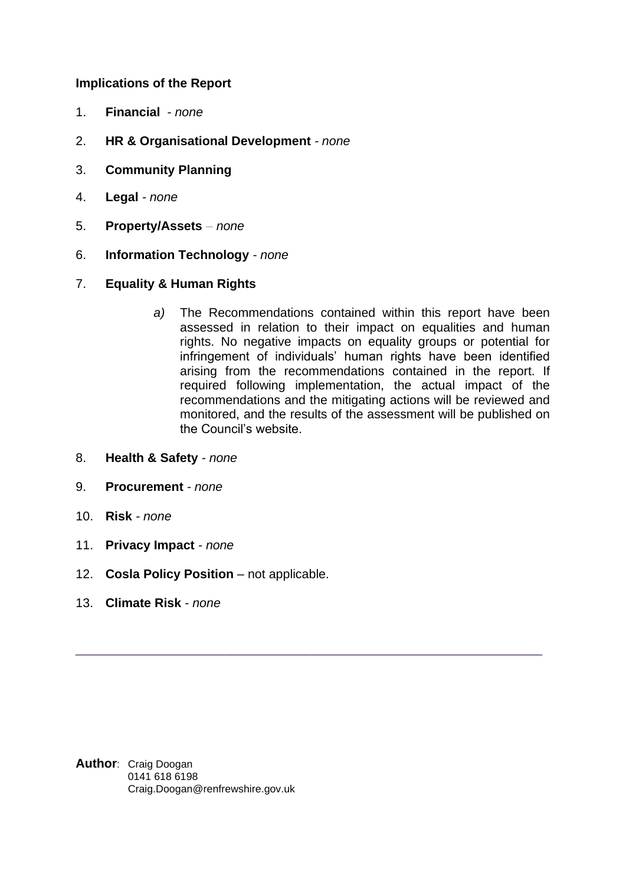**Implications of the Report**

1. **Financial** - *none*

2. **HR & Organisational Development** - *none*

3. **Community Planning**

4. **Legal** - *none*

5. **Property/Assets** – *none*

6. **Information Technology** - *none*

7. **Equality & Human Rights**

   *a)* The Recommendations contained within this report have been assessed in relation to their impact on equalities and human rights. No negative impacts on equality groups or potential for infringement of individuals' human rights have been identified arising from the recommendations contained in the report. If required following implementation, the actual impact of the recommendations and the mitigating actions will be reviewed and monitored, and the results of the assessment will be published on the Council's website.

8. **Health & Safety** - *none*

9. **Procurement** - *none*

10. **Risk** - *none*

11. **Privacy Impact** - *none*

12. **Cosla Policy Position** – not applicable.

13. **Climate Risk** - *none*

---

**Author**: Craig Doogan
0141 618 6198
Craig.Doogan@renfrewshire.gov.uk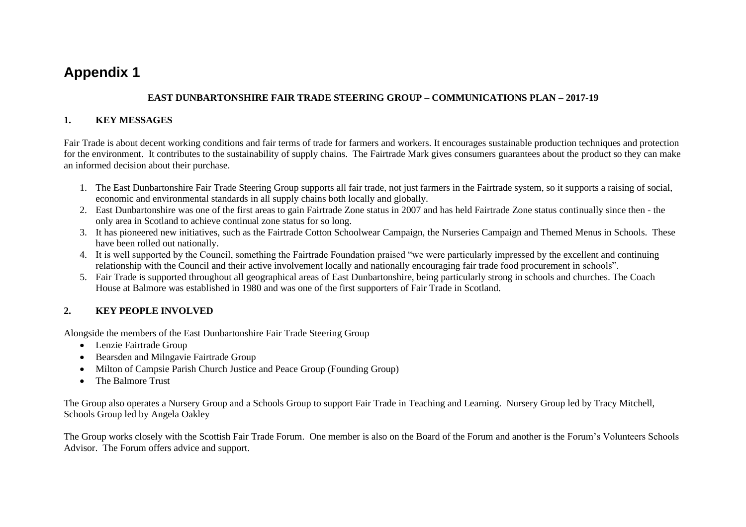# Appendix 1

**EAST DUNBARTONSHIRE FAIR TRADE STEERING GROUP – COMMUNICATIONS PLAN – 2017-19**

## 1. KEY MESSAGES

Fair Trade is about decent working conditions and fair terms of trade for farmers and workers. It encourages sustainable production techniques and protection for the environment. It contributes to the sustainability of supply chains. The Fairtrade Mark gives consumers guarantees about the product so they can make an informed decision about their purchase.

1. The East Dunbartonshire Fair Trade Steering Group supports all fair trade, not just farmers in the Fairtrade system, so it supports a raising of social, economic and environmental standards in all supply chains both locally and globally.
2. East Dunbartonshire was one of the first areas to gain Fairtrade Zone status in 2007 and has held Fairtrade Zone status continually since then - the only area in Scotland to achieve continual zone status for so long.
3. It has pioneered new initiatives, such as the Fairtrade Cotton Schoolwear Campaign, the Nurseries Campaign and Themed Menus in Schools. These have been rolled out nationally.
4. It is well supported by the Council, something the Fairtrade Foundation praised "we were particularly impressed by the excellent and continuing relationship with the Council and their active involvement locally and nationally encouraging fair trade food procurement in schools".
5. Fair Trade is supported throughout all geographical areas of East Dunbartonshire, being particularly strong in schools and churches. The Coach House at Balmore was established in 1980 and was one of the first supporters of Fair Trade in Scotland.

## 2. KEY PEOPLE INVOLVED

Alongside the members of the East Dunbartonshire Fair Trade Steering Group

- Lenzie Fairtrade Group
- Bearsden and Milngavie Fairtrade Group
- Milton of Campsie Parish Church Justice and Peace Group (Founding Group)
- The Balmore Trust

The Group also operates a Nursery Group and a Schools Group to support Fair Trade in Teaching and Learning. Nursery Group led by Tracy Mitchell, Schools Group led by Angela Oakley

The Group works closely with the Scottish Fair Trade Forum. One member is also on the Board of the Forum and another is the Forum's Volunteers Schools Advisor. The Forum offers advice and support.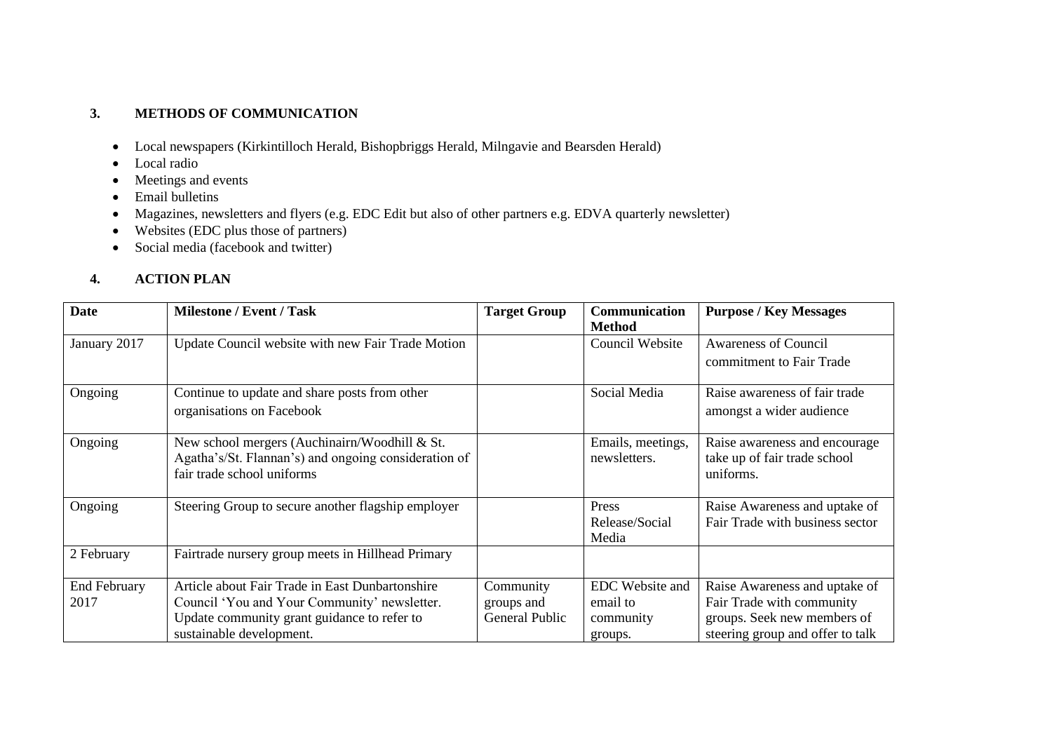## 3. METHODS OF COMMUNICATION

- Local newspapers (Kirkintilloch Herald, Bishopbriggs Herald, Milngavie and Bearsden Herald)
- Local radio
- Meetings and events
- Email bulletins
- Magazines, newsletters and flyers (e.g. EDC Edit but also of other partners e.g. EDVA quarterly newsletter)
- Websites (EDC plus those of partners)
- Social media (facebook and twitter)

## 4. ACTION PLAN

| Date | Milestone / Event / Task | Target Group | Communication Method | Purpose / Key Messages |
|---|---|---|---|---|
| January 2017 | Update Council website with new Fair Trade Motion | | Council Website | Awareness of Council commitment to Fair Trade |
| Ongoing | Continue to update and share posts from other organisations on Facebook | | Social Media | Raise awareness of fair trade amongst a wider audience |
| Ongoing | New school mergers (Auchinairn/Woodhill & St. Agatha's/St. Flannan's) and ongoing consideration of fair trade school uniforms | | Emails, meetings, newsletters. | Raise awareness and encourage take up of fair trade school uniforms. |
| Ongoing | Steering Group to secure another flagship employer | | Press Release/Social Media | Raise Awareness and uptake of Fair Trade with business sector |
| 2 February | Fairtrade nursery group meets in Hillhead Primary | | | |
| End February 2017 | Article about Fair Trade in East Dunbartonshire Council 'You and Your Community' newsletter. Update community grant guidance to refer to sustainable development. | Community groups and General Public | EDC Website and email to community groups. | Raise Awareness and uptake of Fair Trade with community groups. Seek new members of steering group and offer to talk |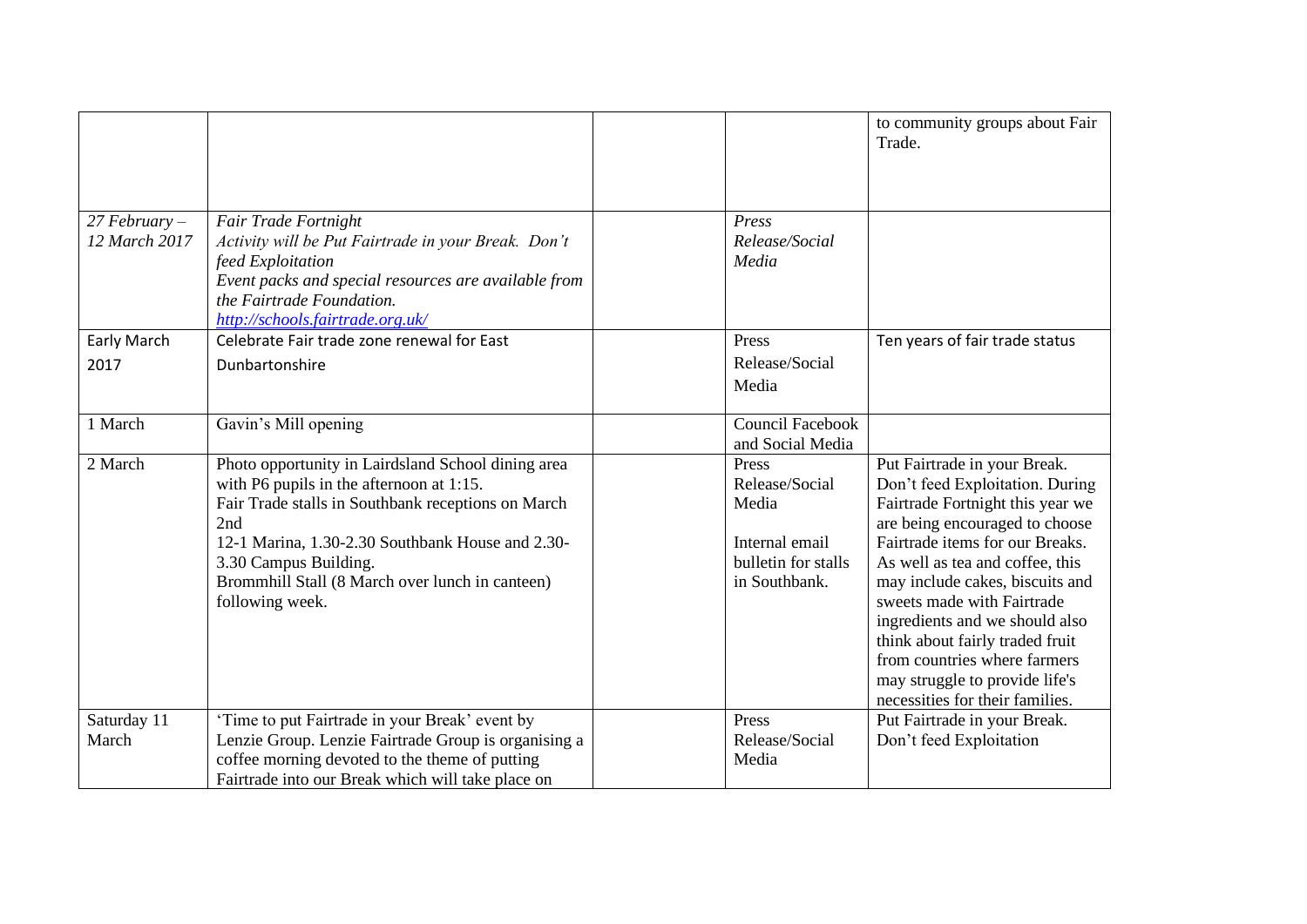| | | | | |
|---|---|---|---|---|
| | | | | to community groups about Fair Trade. |
| *27 February – 12 March 2017* | *Fair Trade Fortnight*<br>*Activity will be Put Fairtrade in your Break. Don't feed Exploitation*<br>*Event packs and special resources are available from the Fairtrade Foundation.*<br>*[http://schools.fairtrade.org.uk/](http://schools.fairtrade.org.uk/)* | | *Press Release/Social Media* | |
| Early March 2017 | Celebrate Fair trade zone renewal for East Dunbartonshire | | Press Release/Social Media | Ten years of fair trade status |
| 1 March | Gavin's Mill opening | | Council Facebook and Social Media | |
| 2 March | Photo opportunity in Lairdsland School dining area with P6 pupils in the afternoon at 1:15.<br>Fair Trade stalls in Southbank receptions on March 2nd<br>12-1 Marina, 1.30-2.30 Southbank House and 2.30-3.30 Campus Building.<br>Brommhill Stall (8 March over lunch in canteen) following week. | | Press Release/Social Media<br><br>Internal email bulletin for stalls in Southbank. | Put Fairtrade in your Break. Don't feed Exploitation. During Fairtrade Fortnight this year we are being encouraged to choose Fairtrade items for our Breaks. As well as tea and coffee, this may include cakes, biscuits and sweets made with Fairtrade ingredients and we should also think about fairly traded fruit from countries where farmers may struggle to provide life's necessities for their families. |
| Saturday 11 March | 'Time to put Fairtrade in your Break' event by Lenzie Group. Lenzie Fairtrade Group is organising a coffee morning devoted to the theme of putting Fairtrade into our Break which will take place on | | Press Release/Social Media | Put Fairtrade in your Break. Don't feed Exploitation |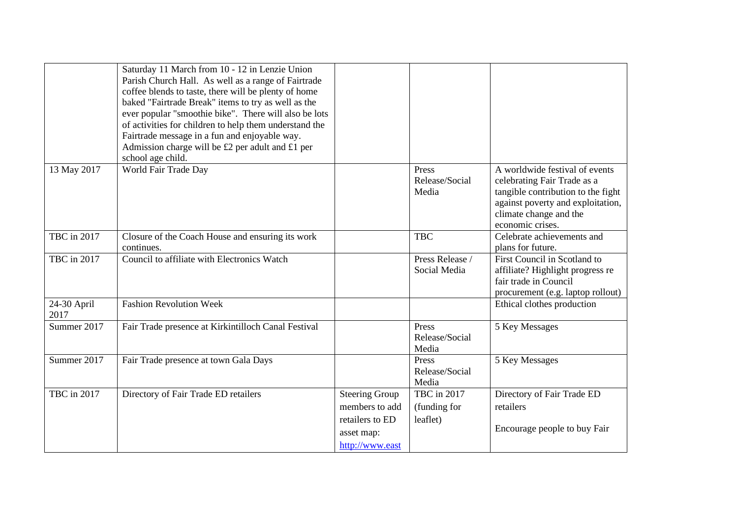| | | | | |
|---|---|---|---|---|
| | Saturday 11 March from 10 - 12 in Lenzie Union Parish Church Hall. As well as a range of Fairtrade coffee blends to taste, there will be plenty of home baked "Fairtrade Break" items to try as well as the ever popular "smoothie bike". There will also be lots of activities for children to help them understand the Fairtrade message in a fun and enjoyable way. Admission charge will be £2 per adult and £1 per school age child. | | | |
| 13 May 2017 | World Fair Trade Day | | Press Release/Social Media | A worldwide festival of events celebrating Fair Trade as a tangible contribution to the fight against poverty and exploitation, climate change and the economic crises. |
| TBC in 2017 | Closure of the Coach House and ensuring its work continues. | | TBC | Celebrate achievements and plans for future. |
| TBC in 2017 | Council to affiliate with Electronics Watch | | Press Release / Social Media | First Council in Scotland to affiliate? Highlight progress re fair trade in Council procurement (e.g. laptop rollout) |
| 24-30 April 2017 | Fashion Revolution Week | | | Ethical clothes production |
| Summer 2017 | Fair Trade presence at Kirkintilloch Canal Festival | | Press Release/Social Media | 5 Key Messages |
| Summer 2017 | Fair Trade presence at town Gala Days | | Press Release/Social Media | 5 Key Messages |
| TBC in 2017 | Directory of Fair Trade ED retailers | Steering Group members to add retailers to ED asset map: http://www.east | TBC in 2017 (funding for leaflet) | Directory of Fair Trade ED retailers<br><br>Encourage people to buy Fair |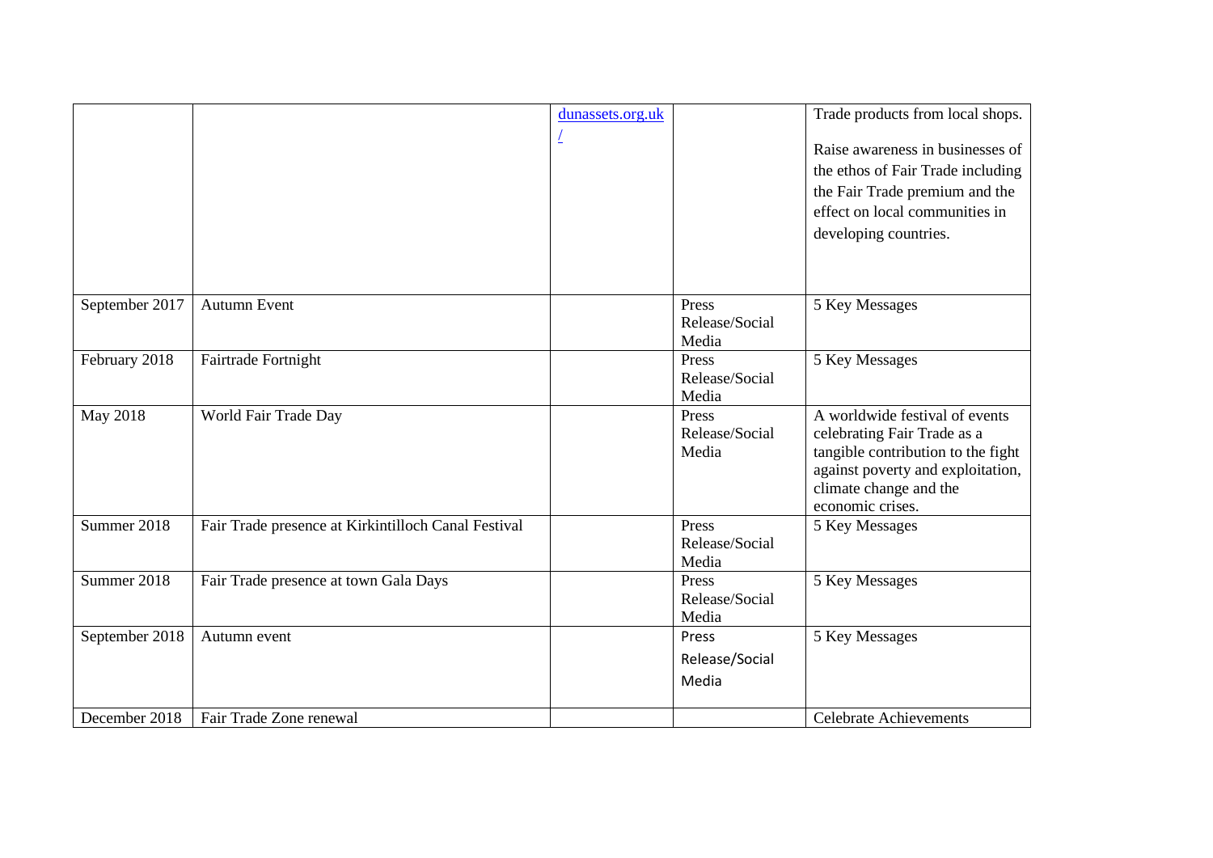|  |  |  |  |  |
|---|---|---|---|---|
|  |  | dunassets.org.uk/ |  | Trade products from local shops.<br><br>Raise awareness in businesses of the ethos of Fair Trade including the Fair Trade premium and the effect on local communities in developing countries. |
| September 2017 | Autumn Event |  | Press Release/Social Media | 5 Key Messages |
| February 2018 | Fairtrade Fortnight |  | Press Release/Social Media | 5 Key Messages |
| May 2018 | World Fair Trade Day |  | Press Release/Social Media | A worldwide festival of events celebrating Fair Trade as a tangible contribution to the fight against poverty and exploitation, climate change and the economic crises. |
| Summer 2018 | Fair Trade presence at Kirkintilloch Canal Festival |  | Press Release/Social Media | 5 Key Messages |
| Summer 2018 | Fair Trade presence at town Gala Days |  | Press Release/Social Media | 5 Key Messages |
| September 2018 | Autumn event |  | Press Release/Social Media | 5 Key Messages |
| December 2018 | Fair Trade Zone renewal |  |  | Celebrate Achievements |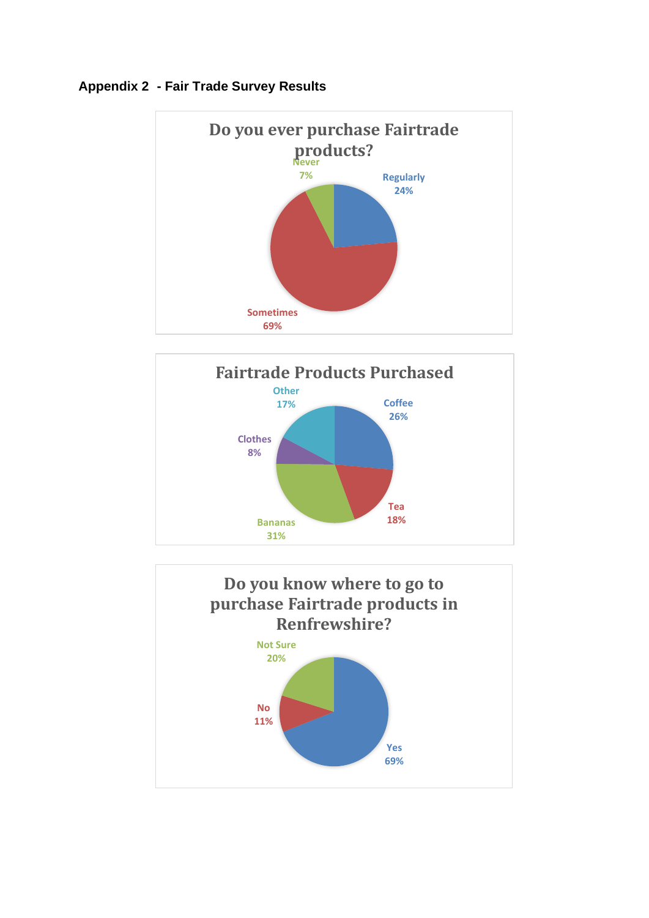**Appendix 2 - Fair Trade Survey Results**

**Do you ever purchase Fairtrade products?**

Never 7%

Regularly 24%

Sometimes 69%

**Fairtrade Products Purchased**

Other 17%

Coffee 26%

Clothes 8%

Tea 18%

Bananas 31%

**Do you know where to go to purchase Fairtrade products in Renfrewshire?**

Not Sure 20%

No 11%

Yes 69%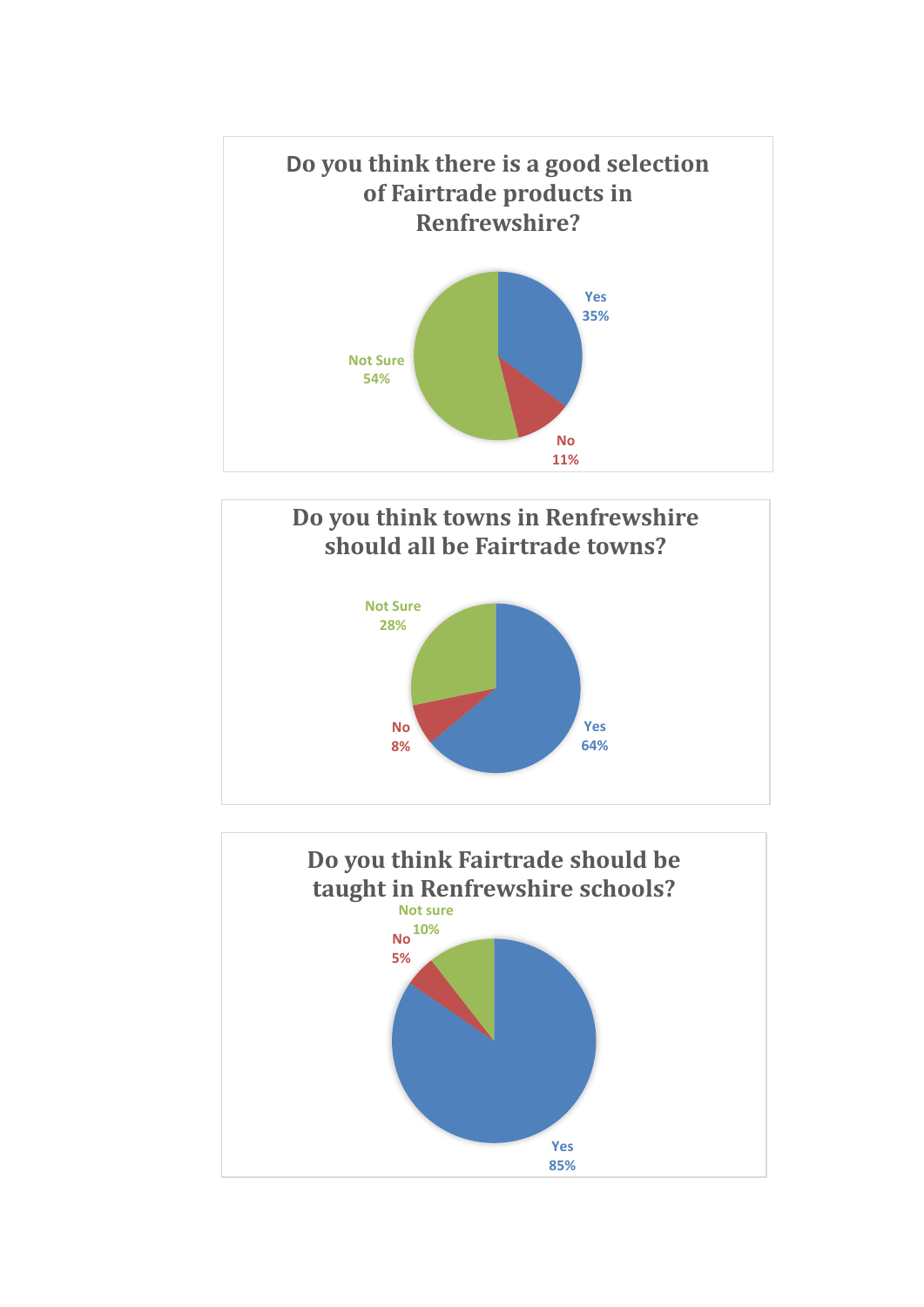**Do you think there is a good selection of Fairtrade products in Renfrewshire?**

| Response | Percentage |
| --- | --- |
| Yes | 35% |
| No | 11% |
| Not Sure | 54% |

**Do you think towns in Renfrewshire should all be Fairtrade towns?**

| Response | Percentage |
| --- | --- |
| Yes | 64% |
| No | 8% |
| Not Sure | 28% |

**Do you think Fairtrade should be taught in Renfrewshire schools?**

| Response | Percentage |
| --- | --- |
| Yes | 85% |
| No | 5% |
| Not sure | 10% |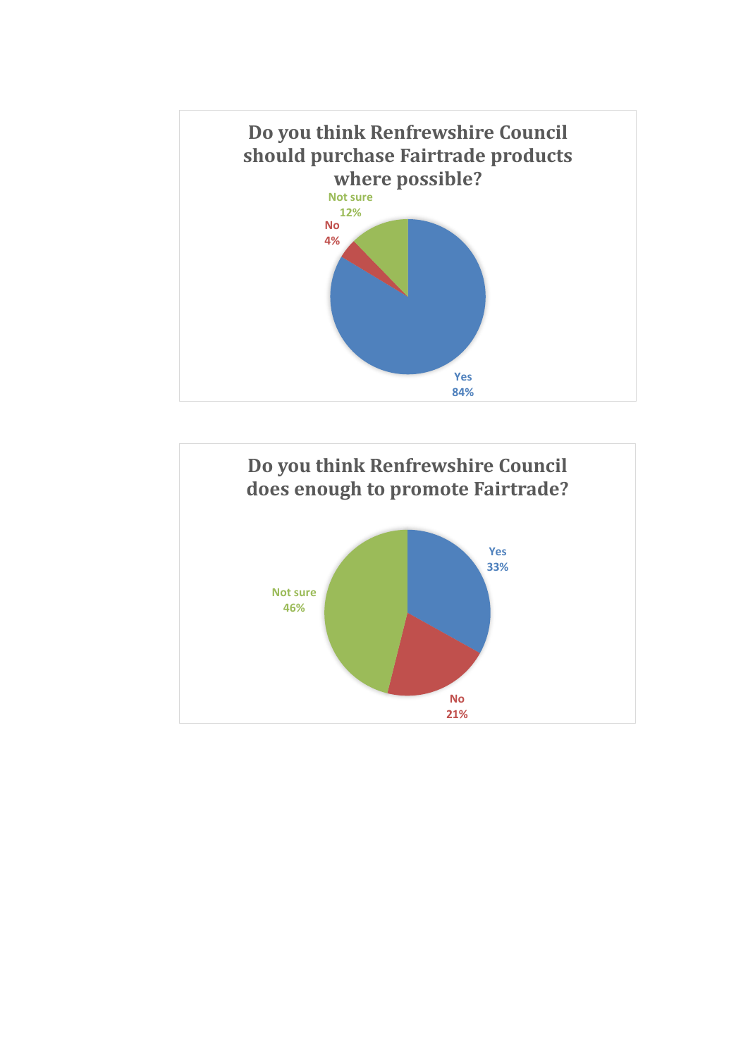**Do you think Renfrewshire Council should purchase Fairtrade products where possible?**

Not sure 12%

No 4%

Yes 84%

**Do you think Renfrewshire Council does enough to promote Fairtrade?**

Yes 33%

Not sure 46%

No 21%